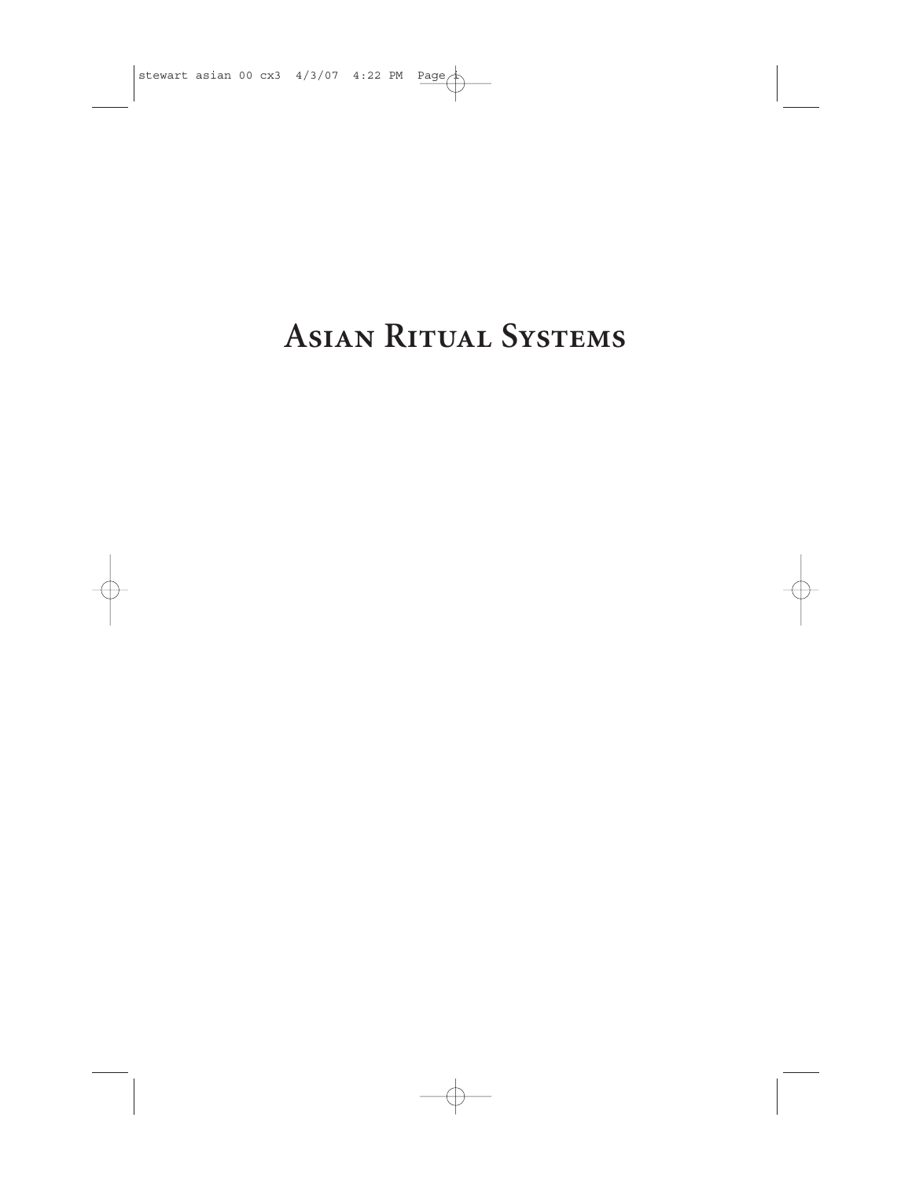# Asian Ritual Systems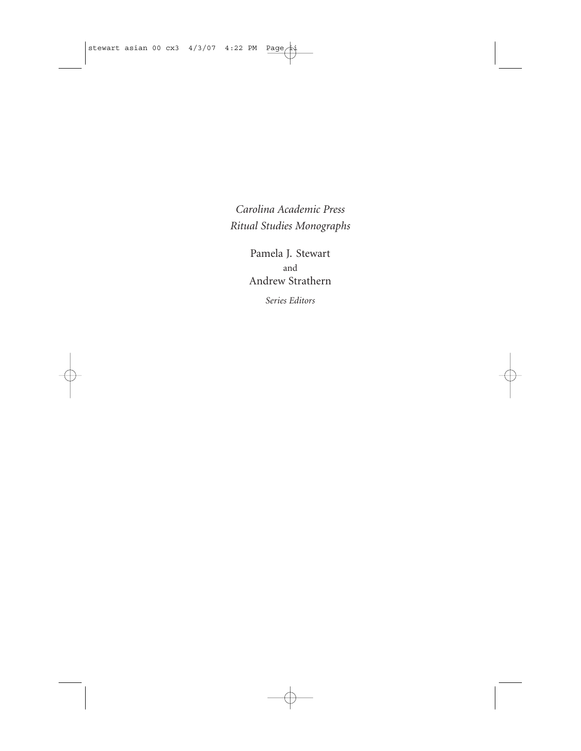*Carolina Academic Press*
*Ritual Studies Monographs*

Pamela J. Stewart
and
Andrew Strathern

*Series Editors*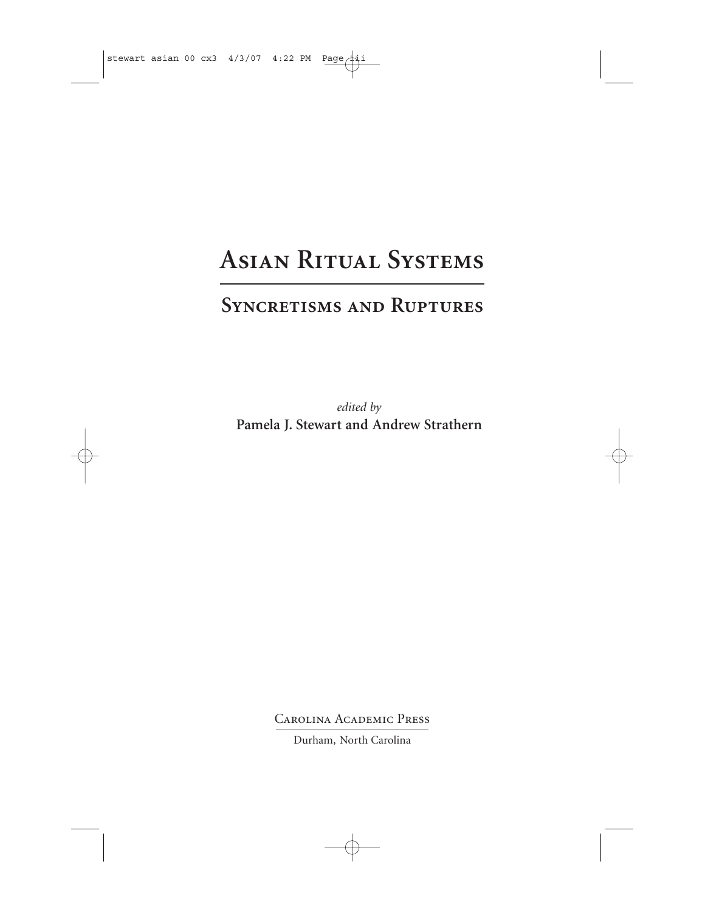# Asian Ritual Systems

## Syncretisms and Ruptures

*edited by*

**Pamela J. Stewart and Andrew Strathern**

Carolina Academic Press

Durham, North Carolina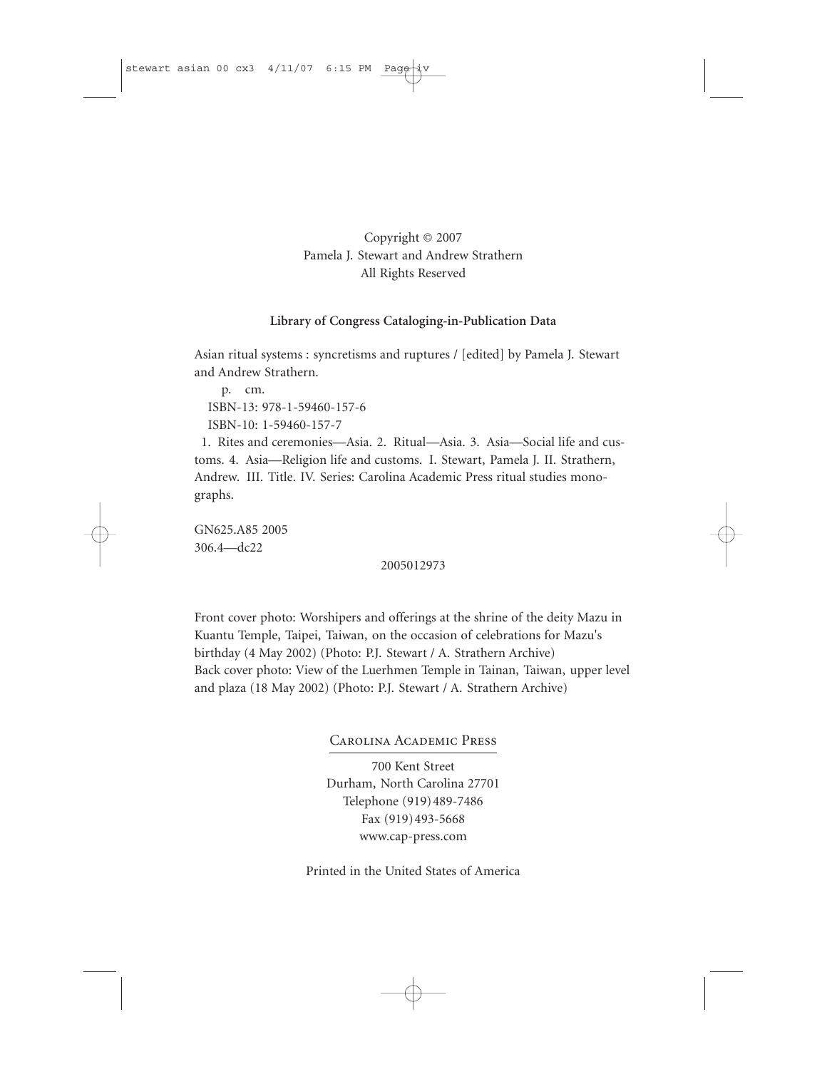Copyright © 2007
Pamela J. Stewart and Andrew Strathern
All Rights Reserved

**Library of Congress Cataloging-in-Publication Data**

Asian ritual systems : syncretisms and ruptures / [edited] by Pamela J. Stewart and Andrew Strathern.

p. cm.
ISBN-13: 978-1-59460-157-6
ISBN-10: 1-59460-157-7

1. Rites and ceremonies—Asia. 2. Ritual—Asia. 3. Asia—Social life and customs. 4. Asia—Religion life and customs. I. Stewart, Pamela J. II. Strathern, Andrew. III. Title. IV. Series: Carolina Academic Press ritual studies monographs.

GN625.A85 2005
306.4—dc22

2005012973

Front cover photo: Worshipers and offerings at the shrine of the deity Mazu in Kuantu Temple, Taipei, Taiwan, on the occasion of celebrations for Mazu's birthday (4 May 2002) (Photo: P.J. Stewart / A. Strathern Archive)
Back cover photo: View of the Luerhmen Temple in Tainan, Taiwan, upper level and plaza (18 May 2002) (Photo: P.J. Stewart / A. Strathern Archive)

Carolina Academic Press
700 Kent Street
Durham, North Carolina 27701
Telephone (919) 489-7486
Fax (919) 493-5668
www.cap-press.com

Printed in the United States of America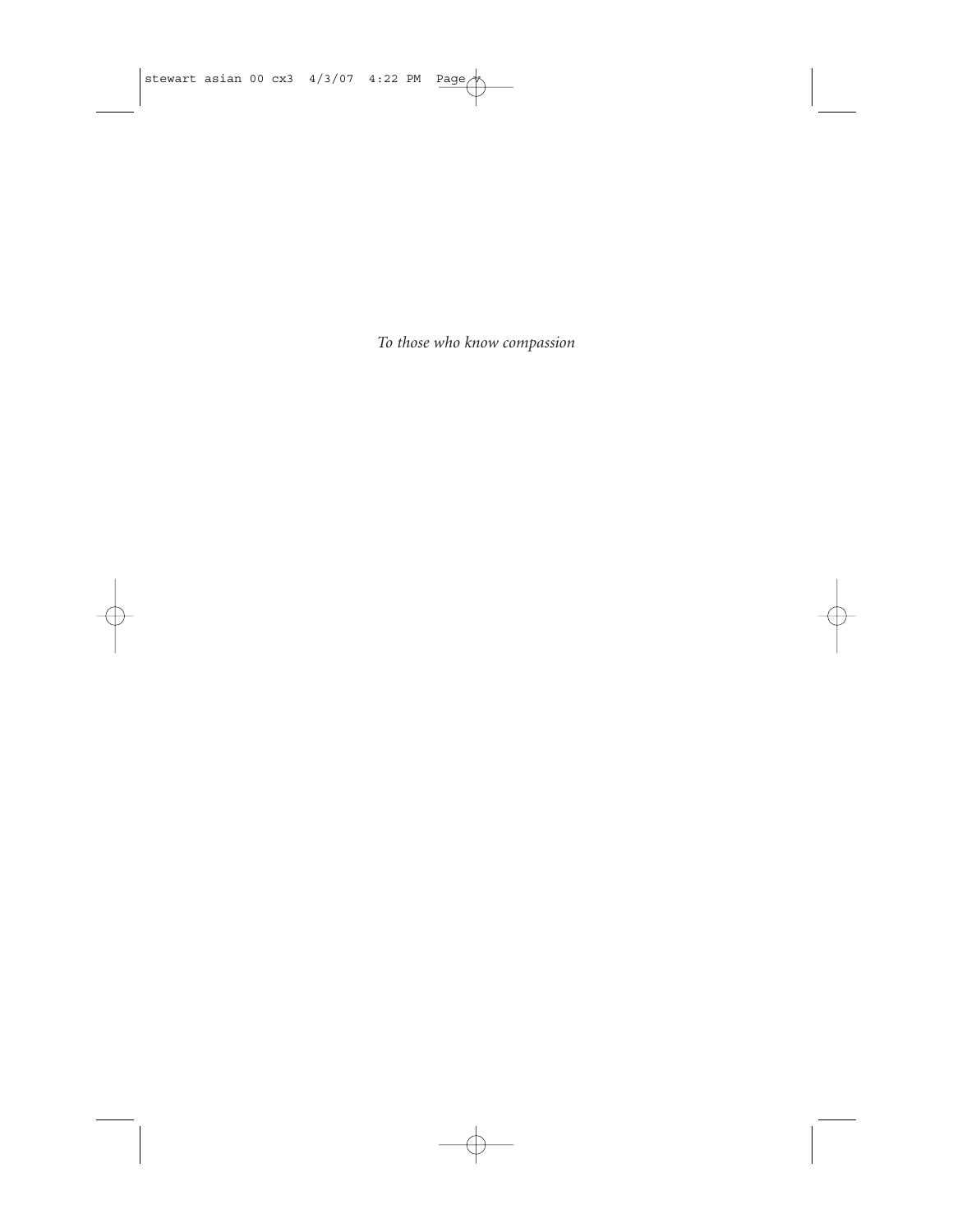*To those who know compassion*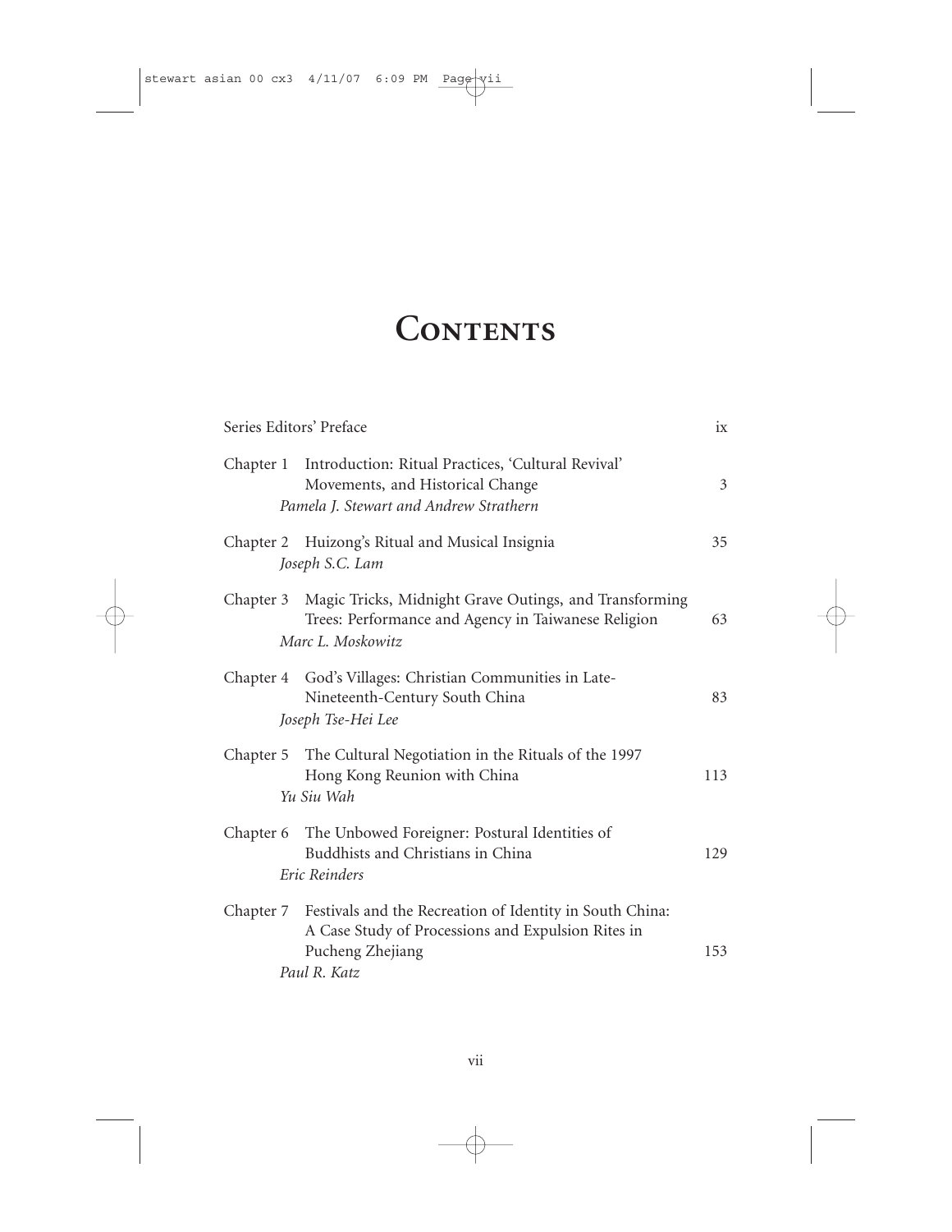# Contents

Series Editors' Preface ix

Chapter 1 Introduction: Ritual Practices, 'Cultural Revival' Movements, and Historical Change 3
*Pamela J. Stewart and Andrew Strathern*

Chapter 2 Huizong's Ritual and Musical Insignia 35
*Joseph S.C. Lam*

Chapter 3 Magic Tricks, Midnight Grave Outings, and Transforming Trees: Performance and Agency in Taiwanese Religion 63
*Marc L. Moskowitz*

Chapter 4 God's Villages: Christian Communities in Late-Nineteenth-Century South China 83
*Joseph Tse-Hei Lee*

Chapter 5 The Cultural Negotiation in the Rituals of the 1997 Hong Kong Reunion with China 113
*Yu Siu Wah*

Chapter 6 The Unbowed Foreigner: Postural Identities of Buddhists and Christians in China 129
*Eric Reinders*

Chapter 7 Festivals and the Recreation of Identity in South China: A Case Study of Processions and Expulsion Rites in Pucheng Zhejiang 153
*Paul R. Katz*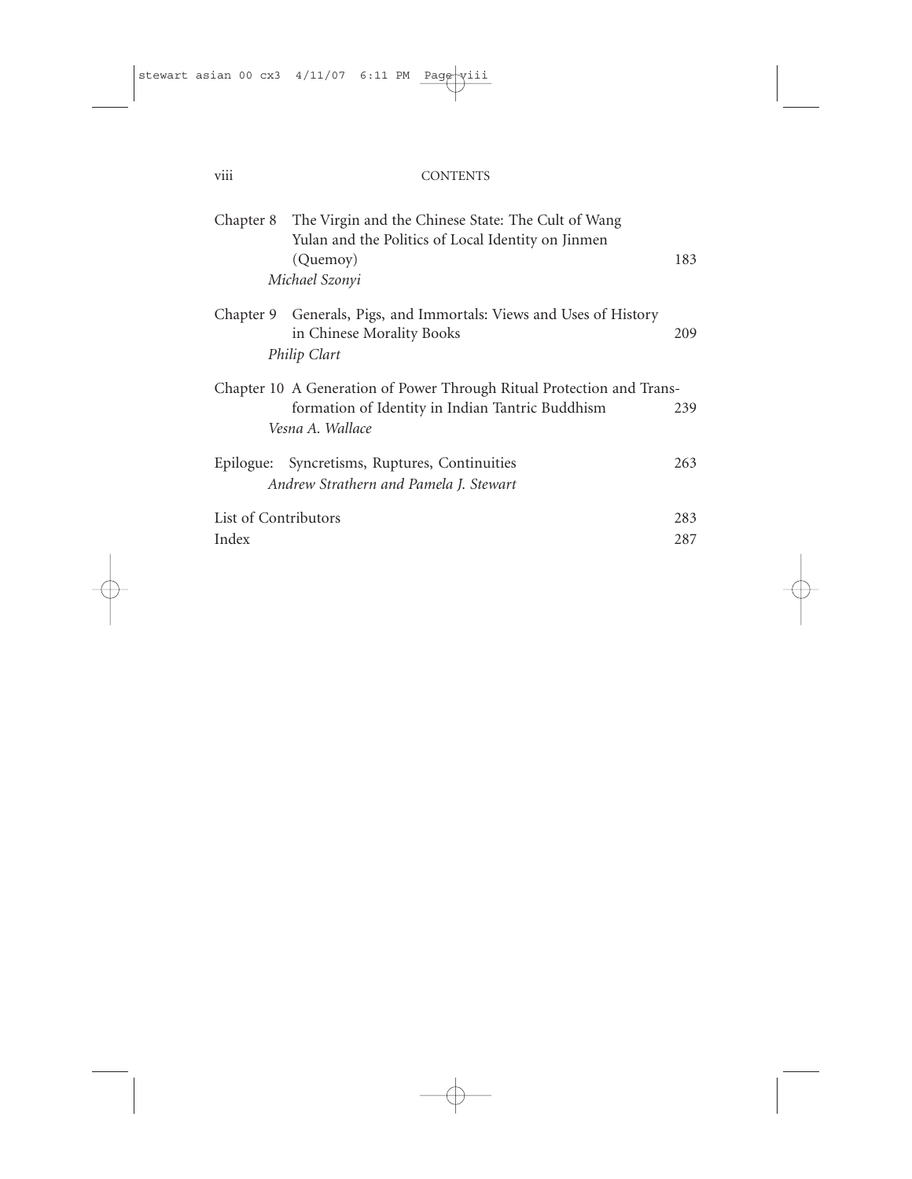Chapter 8 The Virgin and the Chinese State: The Cult of Wang Yulan and the Politics of Local Identity on Jinmen (Quemoy) 183
*Michael Szonyi*

Chapter 9 Generals, Pigs, and Immortals: Views and Uses of History in Chinese Morality Books 209
*Philip Clart*

Chapter 10 A Generation of Power Through Ritual Protection and Transformation of Identity in Indian Tantric Buddhism 239
*Vesna A. Wallace*

Epilogue: Syncretisms, Ruptures, Continuities 263
*Andrew Strathern and Pamela J. Stewart*

List of Contributors 283

Index 287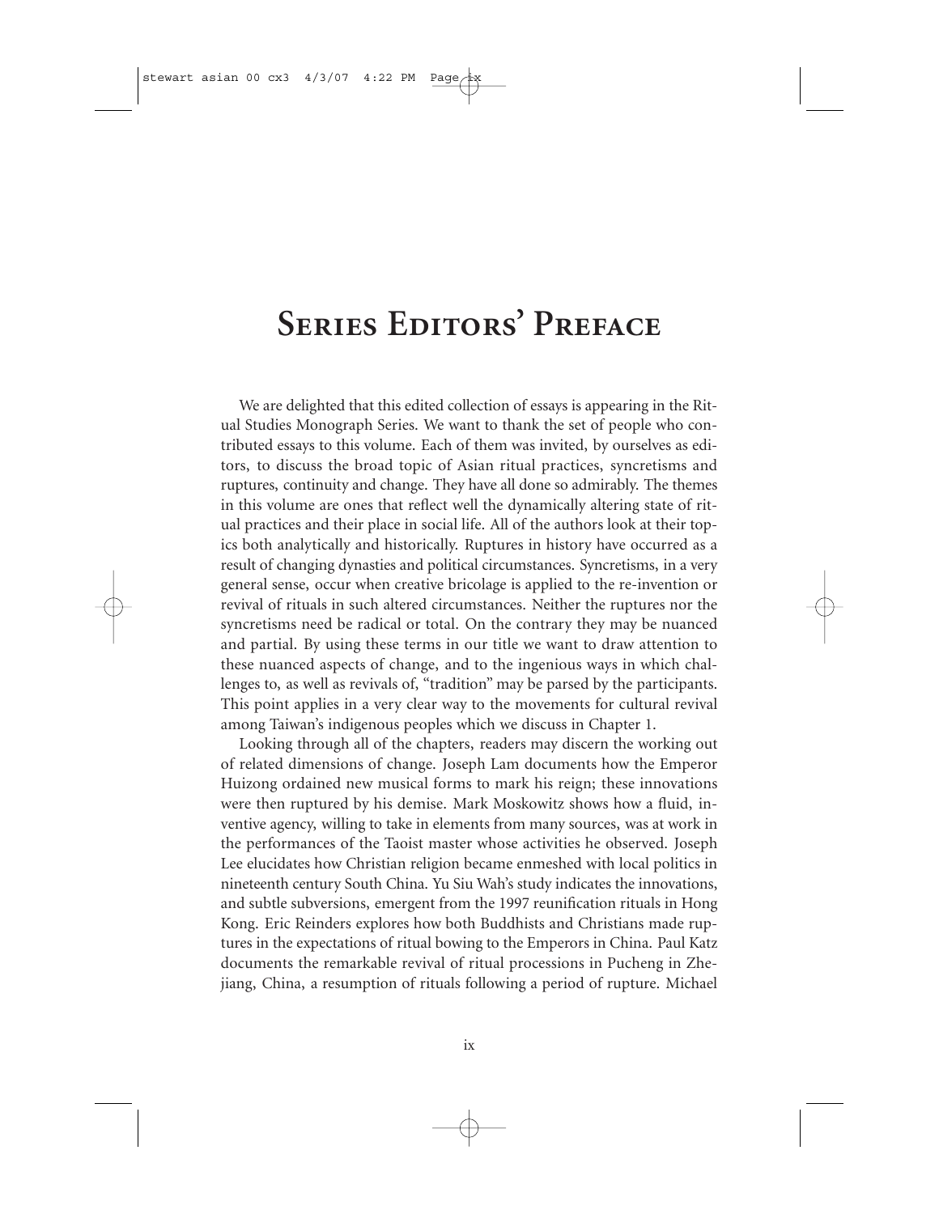# Series Editors' Preface

We are delighted that this edited collection of essays is appearing in the Ritual Studies Monograph Series. We want to thank the set of people who contributed essays to this volume. Each of them was invited, by ourselves as editors, to discuss the broad topic of Asian ritual practices, syncretisms and ruptures, continuity and change. They have all done so admirably. The themes in this volume are ones that reflect well the dynamically altering state of ritual practices and their place in social life. All of the authors look at their topics both analytically and historically. Ruptures in history have occurred as a result of changing dynasties and political circumstances. Syncretisms, in a very general sense, occur when creative bricolage is applied to the re-invention or revival of rituals in such altered circumstances. Neither the ruptures nor the syncretisms need be radical or total. On the contrary they may be nuanced and partial. By using these terms in our title we want to draw attention to these nuanced aspects of change, and to the ingenious ways in which challenges to, as well as revivals of, "tradition" may be parsed by the participants. This point applies in a very clear way to the movements for cultural revival among Taiwan's indigenous peoples which we discuss in Chapter 1.

Looking through all of the chapters, readers may discern the working out of related dimensions of change. Joseph Lam documents how the Emperor Huizong ordained new musical forms to mark his reign; these innovations were then ruptured by his demise. Mark Moskowitz shows how a fluid, inventive agency, willing to take in elements from many sources, was at work in the performances of the Taoist master whose activities he observed. Joseph Lee elucidates how Christian religion became enmeshed with local politics in nineteenth century South China. Yu Siu Wah's study indicates the innovations, and subtle subversions, emergent from the 1997 reunification rituals in Hong Kong. Eric Reinders explores how both Buddhists and Christians made ruptures in the expectations of ritual bowing to the Emperors in China. Paul Katz documents the remarkable revival of ritual processions in Pucheng in Zhejiang, China, a resumption of rituals following a period of rupture. Michael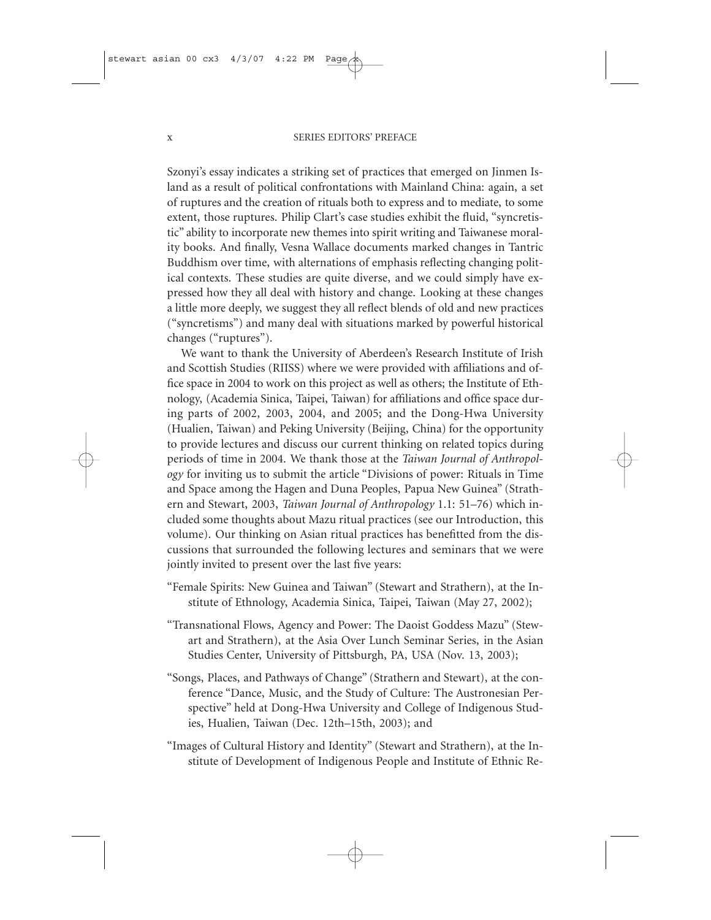Szonyi's essay indicates a striking set of practices that emerged on Jinmen Island as a result of political confrontations with Mainland China: again, a set of ruptures and the creation of rituals both to express and to mediate, to some extent, those ruptures. Philip Clart's case studies exhibit the fluid, "syncretistic" ability to incorporate new themes into spirit writing and Taiwanese morality books. And finally, Vesna Wallace documents marked changes in Tantric Buddhism over time, with alternations of emphasis reflecting changing political contexts. These studies are quite diverse, and we could simply have expressed how they all deal with history and change. Looking at these changes a little more deeply, we suggest they all reflect blends of old and new practices ("syncretisms") and many deal with situations marked by powerful historical changes ("ruptures").

We want to thank the University of Aberdeen's Research Institute of Irish and Scottish Studies (RIISS) where we were provided with affiliations and office space in 2004 to work on this project as well as others; the Institute of Ethnology, (Academia Sinica, Taipei, Taiwan) for affiliations and office space during parts of 2002, 2003, 2004, and 2005; and the Dong-Hwa University (Hualien, Taiwan) and Peking University (Beijing, China) for the opportunity to provide lectures and discuss our current thinking on related topics during periods of time in 2004. We thank those at the *Taiwan Journal of Anthropology* for inviting us to submit the article "Divisions of power: Rituals in Time and Space among the Hagen and Duna Peoples, Papua New Guinea" (Strathern and Stewart, 2003, *Taiwan Journal of Anthropology* 1.1: 51–76) which included some thoughts about Mazu ritual practices (see our Introduction, this volume). Our thinking on Asian ritual practices has benefitted from the discussions that surrounded the following lectures and seminars that we were jointly invited to present over the last five years:

"Female Spirits: New Guinea and Taiwan" (Stewart and Strathern), at the Institute of Ethnology, Academia Sinica, Taipei, Taiwan (May 27, 2002);

"Transnational Flows, Agency and Power: The Daoist Goddess Mazu" (Stewart and Strathern), at the Asia Over Lunch Seminar Series, in the Asian Studies Center, University of Pittsburgh, PA, USA (Nov. 13, 2003);

"Songs, Places, and Pathways of Change" (Strathern and Stewart), at the conference "Dance, Music, and the Study of Culture: The Austronesian Perspective" held at Dong-Hwa University and College of Indigenous Studies, Hualien, Taiwan (Dec. 12th–15th, 2003); and

"Images of Cultural History and Identity" (Stewart and Strathern), at the Institute of Development of Indigenous People and Institute of Ethnic Re-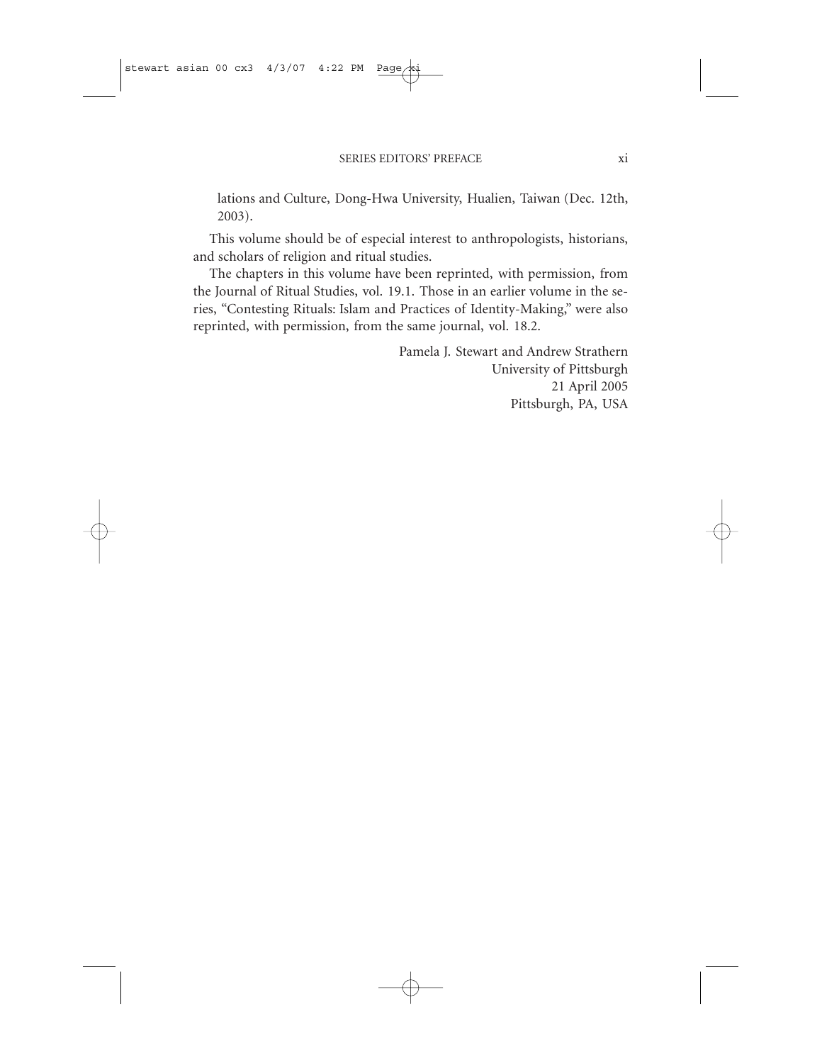lations and Culture, Dong-Hwa University, Hualien, Taiwan (Dec. 12th, 2003).

This volume should be of especial interest to anthropologists, historians, and scholars of religion and ritual studies.

The chapters in this volume have been reprinted, with permission, from the Journal of Ritual Studies, vol. 19.1. Those in an earlier volume in the series, "Contesting Rituals: Islam and Practices of Identity-Making," were also reprinted, with permission, from the same journal, vol. 18.2.

Pamela J. Stewart and Andrew Strathern
University of Pittsburgh
21 April 2005
Pittsburgh, PA, USA